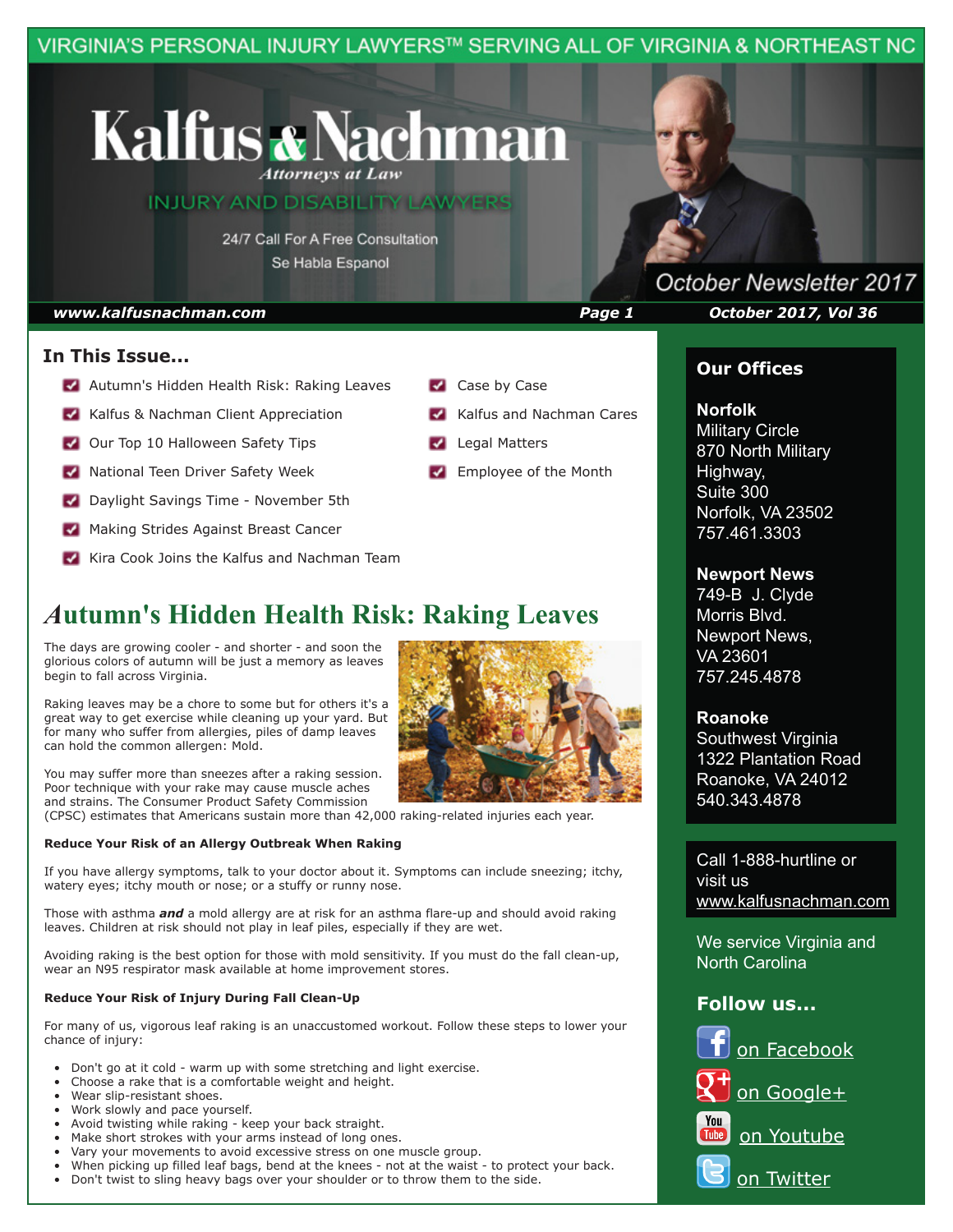VIRGINIA'S PERSONAL INJURY LAWYERS™ SERVING ALL OF VIRGINIA & NORTHEAST NC

# Kalfus & Nachman

*Attorneys at Law*

INJURY AND DISABILITY LAWYERS

24/7 Call For A Free Consultation

Se Habla Espanol

October Newsletter 2017

***www.kalfusnachman.com*** ***Page 1*** ***October 2017, Vol 36***

## In This Issue...

- Autumn's Hidden Health Risk: Raking Leaves
- Kalfus & Nachman Client Appreciation
- Our Top 10 Halloween Safety Tips
- National Teen Driver Safety Week
- Daylight Savings Time - November 5th
- Making Strides Against Breast Cancer
- Kira Cook Joins the Kalfus and Nachman Team
- Case by Case
- Kalfus and Nachman Cares
- Legal Matters
- Employee of the Month

## Autumn's Hidden Health Risk: Raking Leaves

The days are growing cooler - and shorter - and soon the glorious colors of autumn will be just a memory as leaves begin to fall across Virginia.

Raking leaves may be a chore to some but for others it's a great way to get exercise while cleaning up your yard. But for many who suffer from allergies, piles of damp leaves can hold the common allergen: Mold.

You may suffer more than sneezes after a raking session. Poor technique with your rake may cause muscle aches and strains. The Consumer Product Safety Commission (CPSC) estimates that Americans sustain more than 42,000 raking-related injuries each year.

**Reduce Your Risk of an Allergy Outbreak When Raking**

If you have allergy symptoms, talk to your doctor about it. Symptoms can include sneezing; itchy, watery eyes; itchy mouth or nose; or a stuffy or runny nose.

Those with asthma ***and*** a mold allergy are at risk for an asthma flare-up and should avoid raking leaves. Children at risk should not play in leaf piles, especially if they are wet.

Avoiding raking is the best option for those with mold sensitivity. If you must do the fall clean-up, wear an N95 respirator mask available at home improvement stores.

**Reduce Your Risk of Injury During Fall Clean-Up**

For many of us, vigorous leaf raking is an unaccustomed workout. Follow these steps to lower your chance of injury:

- Don't go at it cold - warm up with some stretching and light exercise.
- Choose a rake that is a comfortable weight and height.
- Wear slip-resistant shoes.
- Work slowly and pace yourself.
- Avoid twisting while raking - keep your back straight.
- Make short strokes with your arms instead of long ones.
- Vary your movements to avoid excessive stress on one muscle group.
- When picking up filled leaf bags, bend at the knees - not at the waist - to protect your back.
- Don't twist to sling heavy bags over your shoulder or to throw them to the side.

## Our Offices

**Norfolk**
Military Circle
870 North Military Highway,
Suite 300
Norfolk, VA 23502
757.461.3303

**Newport News**
749-B J. Clyde Morris Blvd.
Newport News, VA 23601
757.245.4878

**Roanoke**
Southwest Virginia
1322 Plantation Road
Roanoke, VA 24012
540.343.4878

Call 1-888-hurtline or visit us www.kalfusnachman.com

We service Virginia and North Carolina

## Follow us...

- on Facebook
- on Google+
- on Youtube
- on Twitter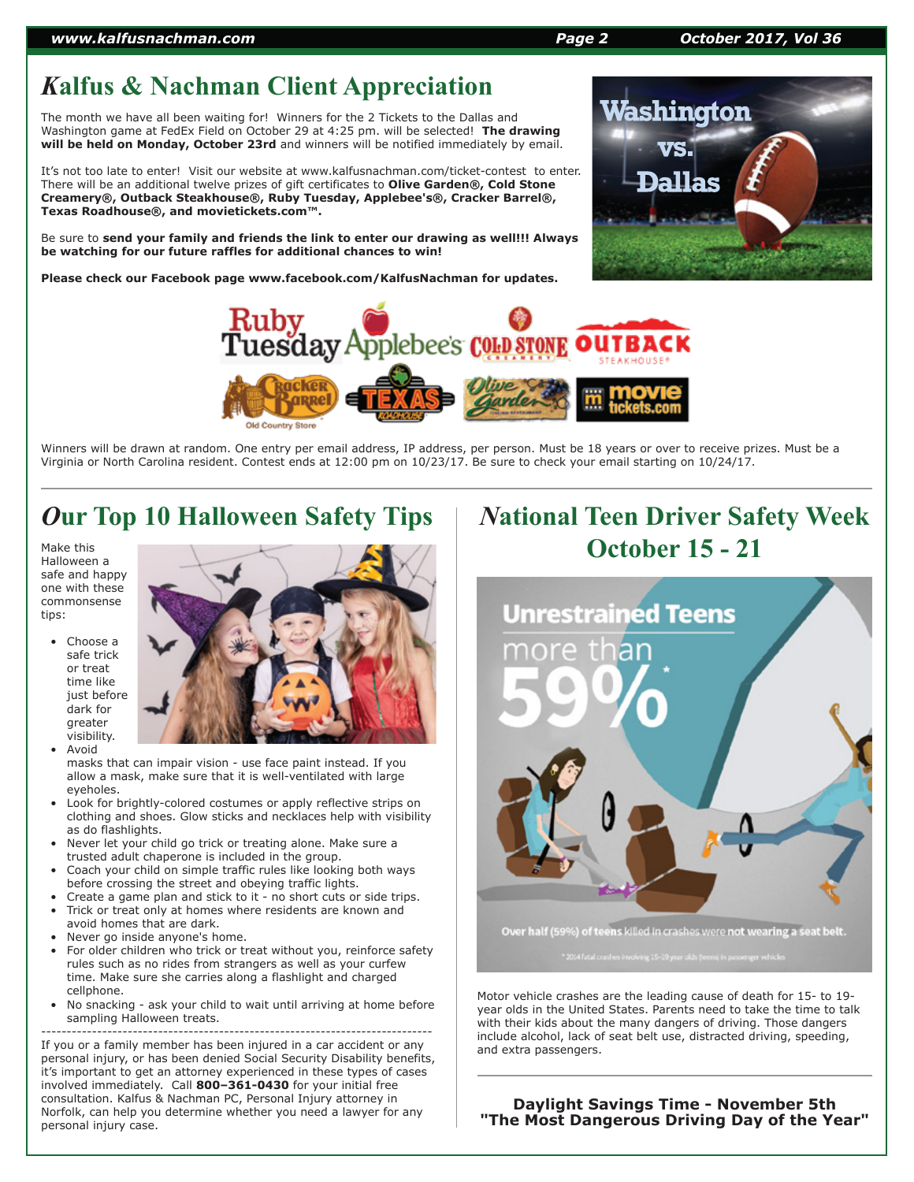# Kalfus & Nachman Client Appreciation

The month we have all been waiting for! Winners for the 2 Tickets to the Dallas and Washington game at FedEx Field on October 29 at 4:25 pm. will be selected! **The drawing will be held on Monday, October 23rd** and winners will be notified immediately by email.

It's not too late to enter! Visit our website at www.kalfusnachman.com/ticket-contest to enter. There will be an additional twelve prizes of gift certificates to **Olive Garden®, Cold Stone Creamery®, Outback Steakhouse®, Ruby Tuesday, Applebee's®, Cracker Barrel®, Texas Roadhouse®, and movietickets.com™.**

Be sure to **send your family and friends the link to enter our drawing as well!!! Always be watching for our future raffles for additional chances to win!**

**Please check our Facebook page www.facebook.com/KalfusNachman for updates.**

Winners will be drawn at random. One entry per email address, IP address, per person. Must be 18 years or over to receive prizes. Must be a Virginia or North Carolina resident. Contest ends at 12:00 pm on 10/23/17. Be sure to check your email starting on 10/24/17.

## Our Top 10 Halloween Safety Tips

Make this Halloween a safe and happy one with these commonsense tips:

- Choose a safe trick or treat time like just before dark for greater visibility.
- Avoid masks that can impair vision - use face paint instead. If you allow a mask, make sure that it is well-ventilated with large eyeholes.
- Look for brightly-colored costumes or apply reflective strips on clothing and shoes. Glow sticks and necklaces help with visibility as do flashlights.
- Never let your child go trick or treating alone. Make sure a trusted adult chaperone is included in the group.
- Coach your child on simple traffic rules like looking both ways before crossing the street and obeying traffic lights.
- Create a game plan and stick to it - no short cuts or side trips.
- Trick or treat only at homes where residents are known and avoid homes that are dark.
- Never go inside anyone's home.
- For older children who trick or treat without you, reinforce safety rules such as no rides from strangers as well as your curfew time. Make sure she carries along a flashlight and charged cellphone.
- No snacking - ask your child to wait until arriving at home before sampling Halloween treats.

---

If you or a family member has been injured in a car accident or any personal injury, or has been denied Social Security Disability benefits, it's important to get an attorney experienced in these types of cases involved immediately. Call **800–361-0430** for your initial free consultation. Kalfus & Nachman PC, Personal Injury attorney in Norfolk, can help you determine whether you need a lawyer for any personal injury case.

## National Teen Driver Safety Week October 15 - 21

Motor vehicle crashes are the leading cause of death for 15- to 19-year olds in the United States. Parents need to take the time to talk with their kids about the many dangers of driving. Those dangers include alcohol, lack of seat belt use, distracted driving, speeding, and extra passengers.

---

**Daylight Savings Time - November 5th**
**"The Most Dangerous Driving Day of the Year"**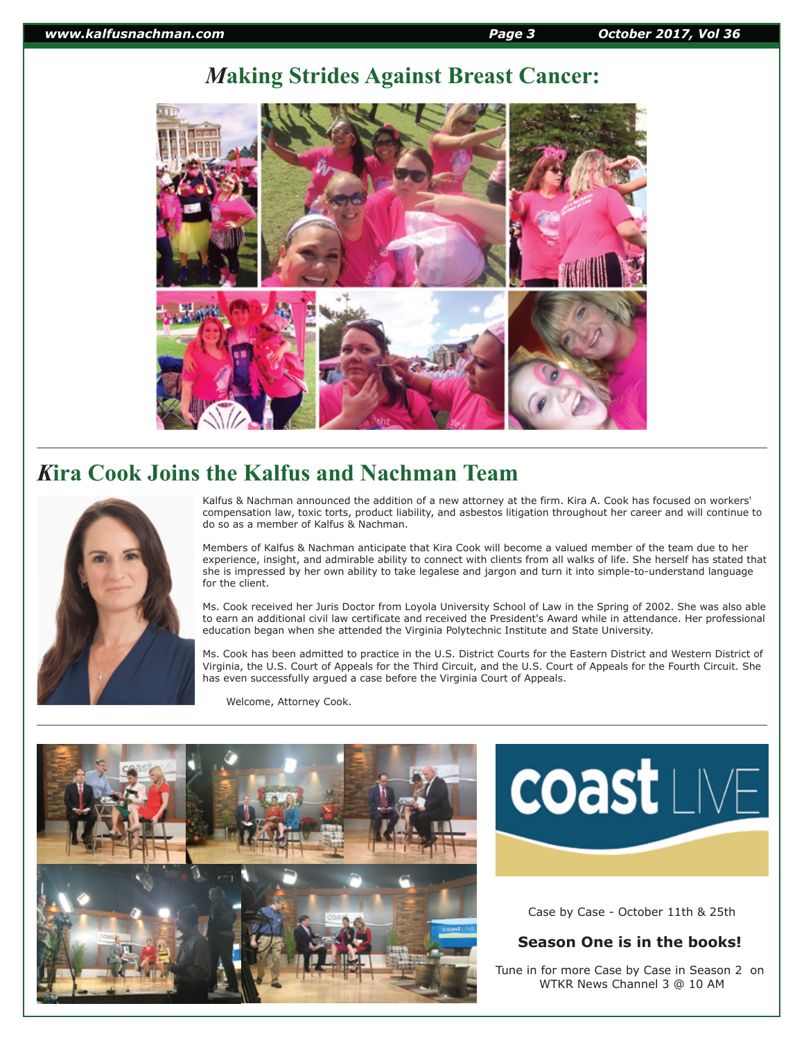# Making Strides Against Breast Cancer:

## Kira Cook Joins the Kalfus and Nachman Team

Kalfus & Nachman announced the addition of a new attorney at the firm. Kira A. Cook has focused on workers' compensation law, toxic torts, product liability, and asbestos litigation throughout her career and will continue to do so as a member of Kalfus & Nachman.

Members of Kalfus & Nachman anticipate that Kira Cook will become a valued member of the team due to her experience, insight, and admirable ability to connect with clients from all walks of life. She herself has stated that she is impressed by her own ability to take legalese and jargon and turn it into simple-to-understand language for the client.

Ms. Cook received her Juris Doctor from Loyola University School of Law in the Spring of 2002. She was also able to earn an additional civil law certificate and received the President's Award while in attendance. Her professional education began when she attended the Virginia Polytechnic Institute and State University.

Ms. Cook has been admitted to practice in the U.S. District Courts for the Eastern District and Western District of Virginia, the U.S. Court of Appeals for the Third Circuit, and the U.S. Court of Appeals for the Fourth Circuit. She has even successfully argued a case before the Virginia Court of Appeals.

Welcome, Attorney Cook.

coast LIVE

Case by Case - October 11th & 25th

**Season One is in the books!**

Tune in for more Case by Case in Season 2 on WTKR News Channel 3 @ 10 AM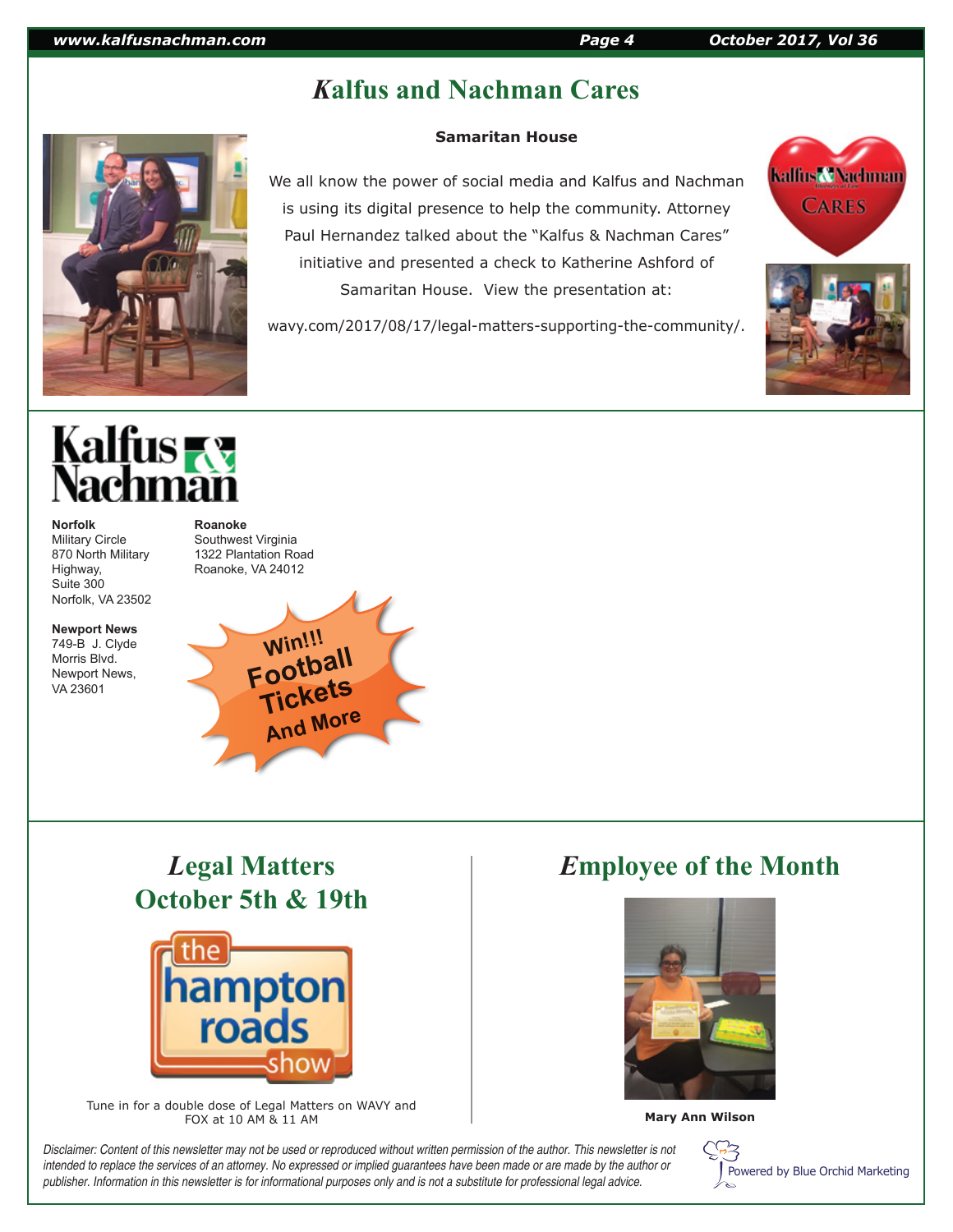# Kalfus and Nachman Cares

### Samaritan House

We all know the power of social media and Kalfus and Nachman is using its digital presence to help the community. Attorney Paul Hernandez talked about the "Kalfus & Nachman Cares" initiative and presented a check to Katherine Ashford of Samaritan House. View the presentation at:

wavy.com/2017/08/17/legal-matters-supporting-the-community/.

Kalfus & Nachman

**Norfolk**
Military Circle
870 North Military Highway,
Suite 300
Norfolk, VA 23502

**Newport News**
749-B J. Clyde Morris Blvd.
Newport News,
VA 23601

**Roanoke**
Southwest Virginia
1322 Plantation Road
Roanoke, VA 24012

Win!!! Football Tickets And More

## Legal Matters October 5th & 19th

the hampton roads show

Tune in for a double dose of Legal Matters on WAVY and FOX at 10 AM & 11 AM

## Employee of the Month

**Mary Ann Wilson**

*Disclaimer: Content of this newsletter may not be used or reproduced without written permission of the author. This newsletter is not intended to replace the services of an attorney. No expressed or implied guarantees have been made or are made by the author or publisher. Information in this newsletter is for informational purposes only and is not a substitute for professional legal advice.*

Powered by Blue Orchid Marketing